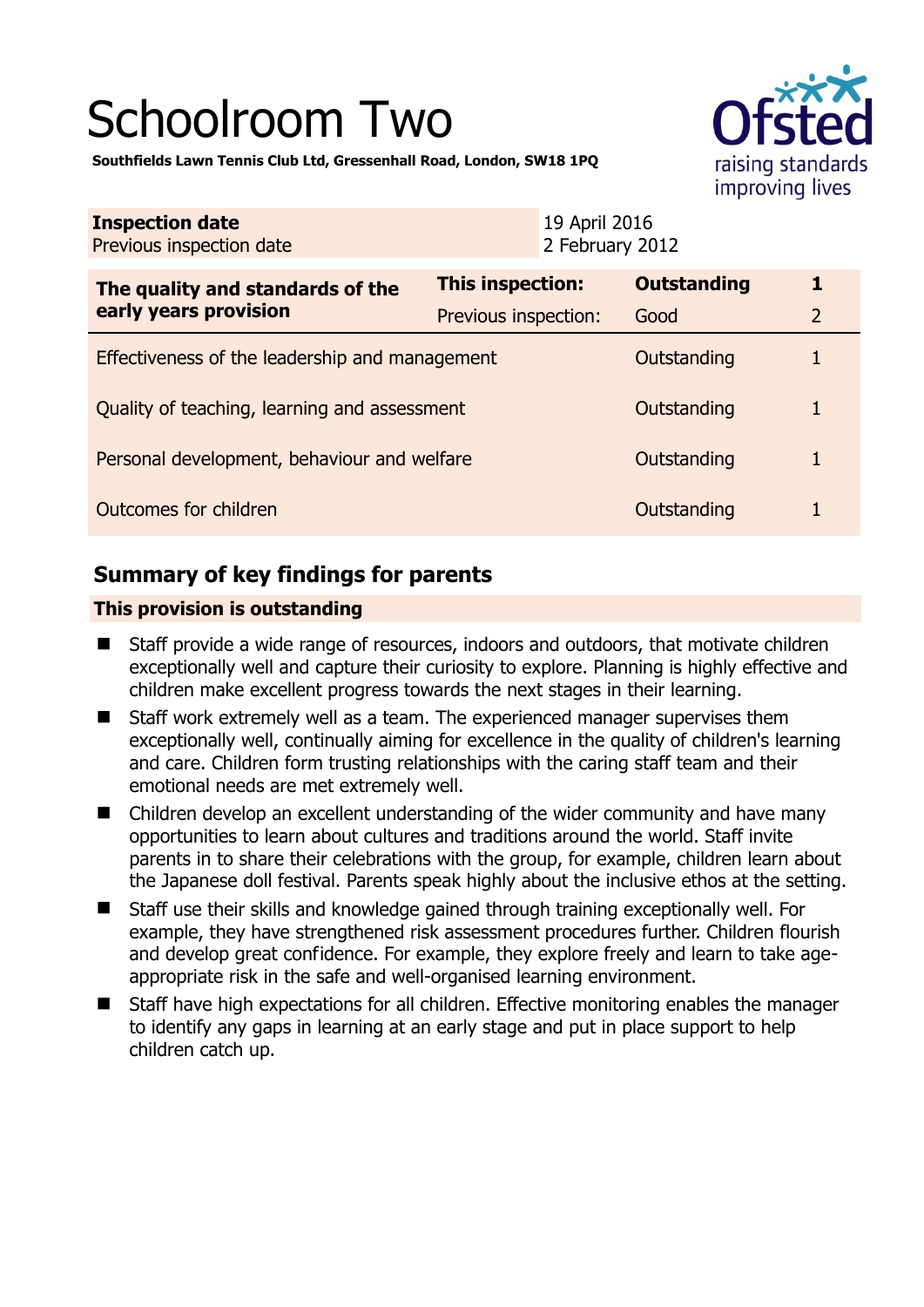# Schoolroom Two

**Southfields Lawn Tennis Club Ltd, Gressenhall Road, London, SW18 1PQ**

| **Inspection date** | 19 April 2016 |
|---|---|
| Previous inspection date | 2 February 2012 |

| **The quality and standards of the early years provision** | **This inspection:** | **Outstanding** | **1** |
|---|---|---|---|
| | Previous inspection: | Good | 2 |
| Effectiveness of the leadership and management | | Outstanding | 1 |
| Quality of teaching, learning and assessment | | Outstanding | 1 |
| Personal development, behaviour and welfare | | Outstanding | 1 |
| Outcomes for children | | Outstanding | 1 |

## Summary of key findings for parents

**This provision is outstanding**

- Staff provide a wide range of resources, indoors and outdoors, that motivate children exceptionally well and capture their curiosity to explore. Planning is highly effective and children make excellent progress towards the next stages in their learning.
- Staff work extremely well as a team. The experienced manager supervises them exceptionally well, continually aiming for excellence in the quality of children's learning and care. Children form trusting relationships with the caring staff team and their emotional needs are met extremely well.
- Children develop an excellent understanding of the wider community and have many opportunities to learn about cultures and traditions around the world. Staff invite parents in to share their celebrations with the group, for example, children learn about the Japanese doll festival. Parents speak highly about the inclusive ethos at the setting.
- Staff use their skills and knowledge gained through training exceptionally well. For example, they have strengthened risk assessment procedures further. Children flourish and develop great confidence. For example, they explore freely and learn to take age-appropriate risk in the safe and well-organised learning environment.
- Staff have high expectations for all children. Effective monitoring enables the manager to identify any gaps in learning at an early stage and put in place support to help children catch up.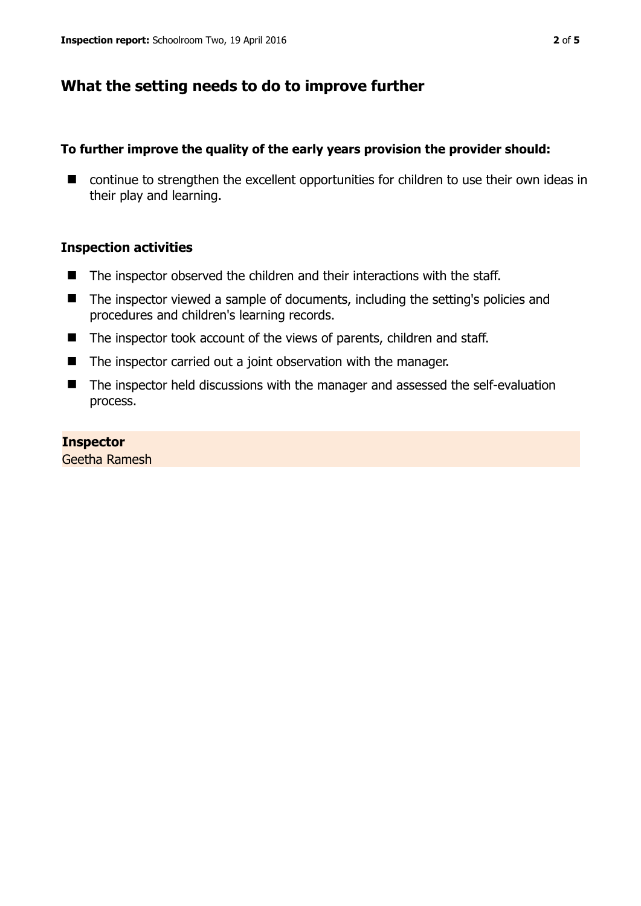## What the setting needs to do to improve further

### To further improve the quality of the early years provision the provider should:

- continue to strengthen the excellent opportunities for children to use their own ideas in their play and learning.

### Inspection activities

- The inspector observed the children and their interactions with the staff.
- The inspector viewed a sample of documents, including the setting's policies and procedures and children's learning records.
- The inspector took account of the views of parents, children and staff.
- The inspector carried out a joint observation with the manager.
- The inspector held discussions with the manager and assessed the self-evaluation process.

**Inspector**
Geetha Ramesh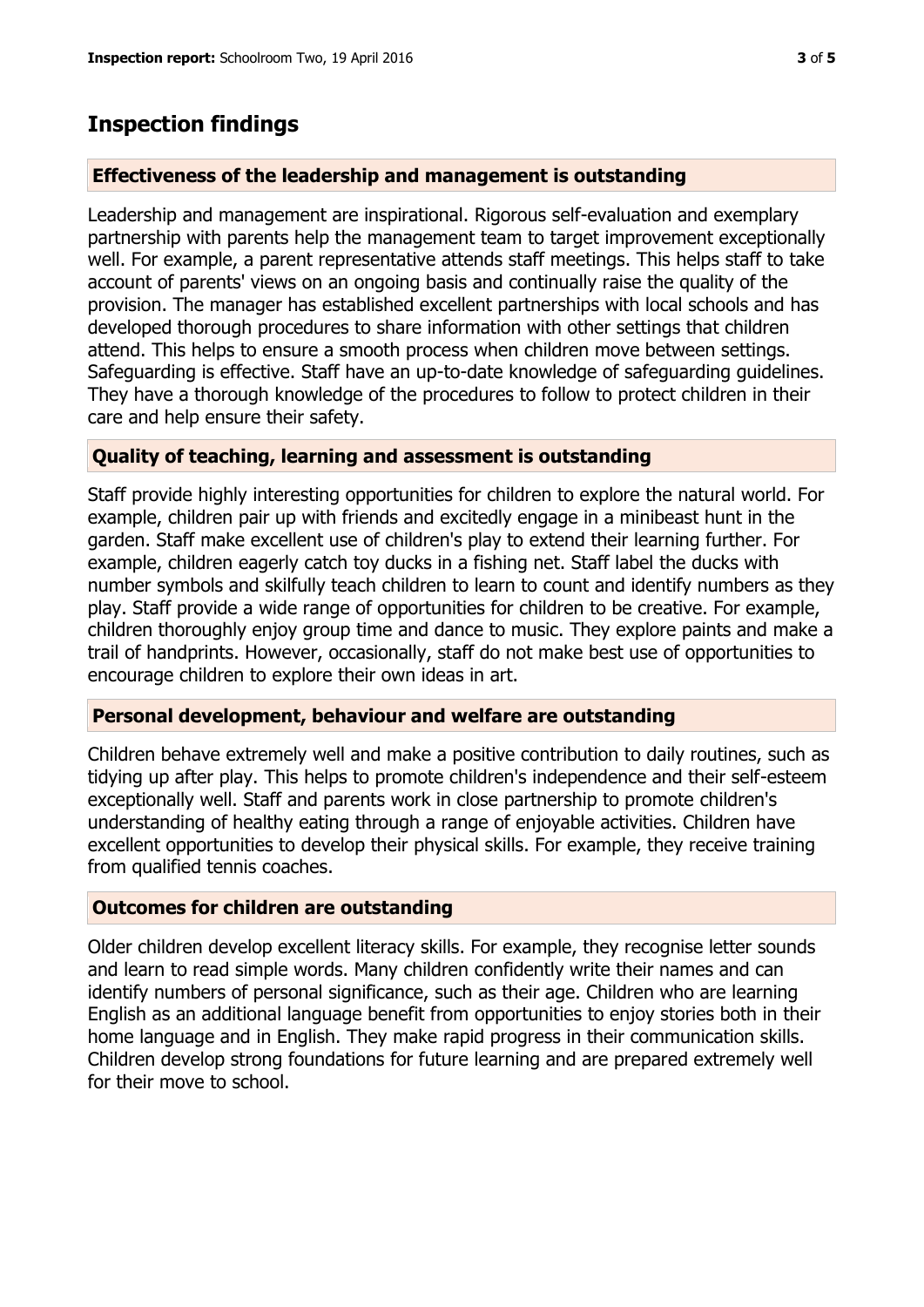## Inspection findings

### Effectiveness of the leadership and management is outstanding

Leadership and management are inspirational. Rigorous self-evaluation and exemplary partnership with parents help the management team to target improvement exceptionally well. For example, a parent representative attends staff meetings. This helps staff to take account of parents' views on an ongoing basis and continually raise the quality of the provision. The manager has established excellent partnerships with local schools and has developed thorough procedures to share information with other settings that children attend. This helps to ensure a smooth process when children move between settings. Safeguarding is effective. Staff have an up-to-date knowledge of safeguarding guidelines. They have a thorough knowledge of the procedures to follow to protect children in their care and help ensure their safety.

### Quality of teaching, learning and assessment is outstanding

Staff provide highly interesting opportunities for children to explore the natural world. For example, children pair up with friends and excitedly engage in a minibeast hunt in the garden. Staff make excellent use of children's play to extend their learning further. For example, children eagerly catch toy ducks in a fishing net. Staff label the ducks with number symbols and skilfully teach children to learn to count and identify numbers as they play. Staff provide a wide range of opportunities for children to be creative. For example, children thoroughly enjoy group time and dance to music. They explore paints and make a trail of handprints. However, occasionally, staff do not make best use of opportunities to encourage children to explore their own ideas in art.

### Personal development, behaviour and welfare are outstanding

Children behave extremely well and make a positive contribution to daily routines, such as tidying up after play. This helps to promote children's independence and their self-esteem exceptionally well. Staff and parents work in close partnership to promote children's understanding of healthy eating through a range of enjoyable activities. Children have excellent opportunities to develop their physical skills. For example, they receive training from qualified tennis coaches.

### Outcomes for children are outstanding

Older children develop excellent literacy skills. For example, they recognise letter sounds and learn to read simple words. Many children confidently write their names and can identify numbers of personal significance, such as their age. Children who are learning English as an additional language benefit from opportunities to enjoy stories both in their home language and in English. They make rapid progress in their communication skills. Children develop strong foundations for future learning and are prepared extremely well for their move to school.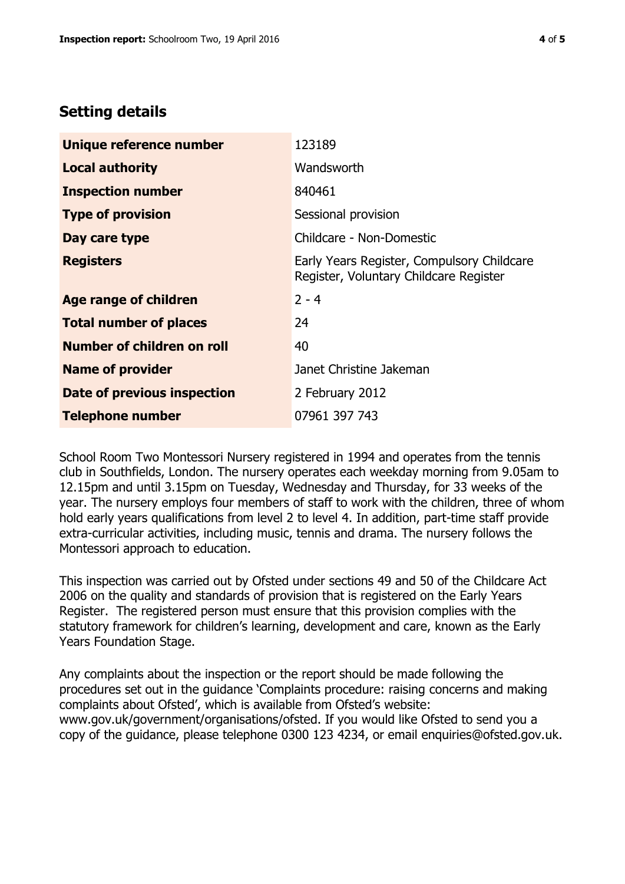## Setting details

| | |
|---|---|
| **Unique reference number** | 123189 |
| **Local authority** | Wandsworth |
| **Inspection number** | 840461 |
| **Type of provision** | Sessional provision |
| **Day care type** | Childcare - Non-Domestic |
| **Registers** | Early Years Register, Compulsory Childcare Register, Voluntary Childcare Register |
| **Age range of children** | 2 - 4 |
| **Total number of places** | 24 |
| **Number of children on roll** | 40 |
| **Name of provider** | Janet Christine Jakeman |
| **Date of previous inspection** | 2 February 2012 |
| **Telephone number** | 07961 397 743 |

School Room Two Montessori Nursery registered in 1994 and operates from the tennis club in Southfields, London. The nursery operates each weekday morning from 9.05am to 12.15pm and until 3.15pm on Tuesday, Wednesday and Thursday, for 33 weeks of the year. The nursery employs four members of staff to work with the children, three of whom hold early years qualifications from level 2 to level 4. In addition, part-time staff provide extra-curricular activities, including music, tennis and drama. The nursery follows the Montessori approach to education.

This inspection was carried out by Ofsted under sections 49 and 50 of the Childcare Act 2006 on the quality and standards of provision that is registered on the Early Years Register. The registered person must ensure that this provision complies with the statutory framework for children's learning, development and care, known as the Early Years Foundation Stage.

Any complaints about the inspection or the report should be made following the procedures set out in the guidance 'Complaints procedure: raising concerns and making complaints about Ofsted', which is available from Ofsted's website: www.gov.uk/government/organisations/ofsted. If you would like Ofsted to send you a copy of the guidance, please telephone 0300 123 4234, or email enquiries@ofsted.gov.uk.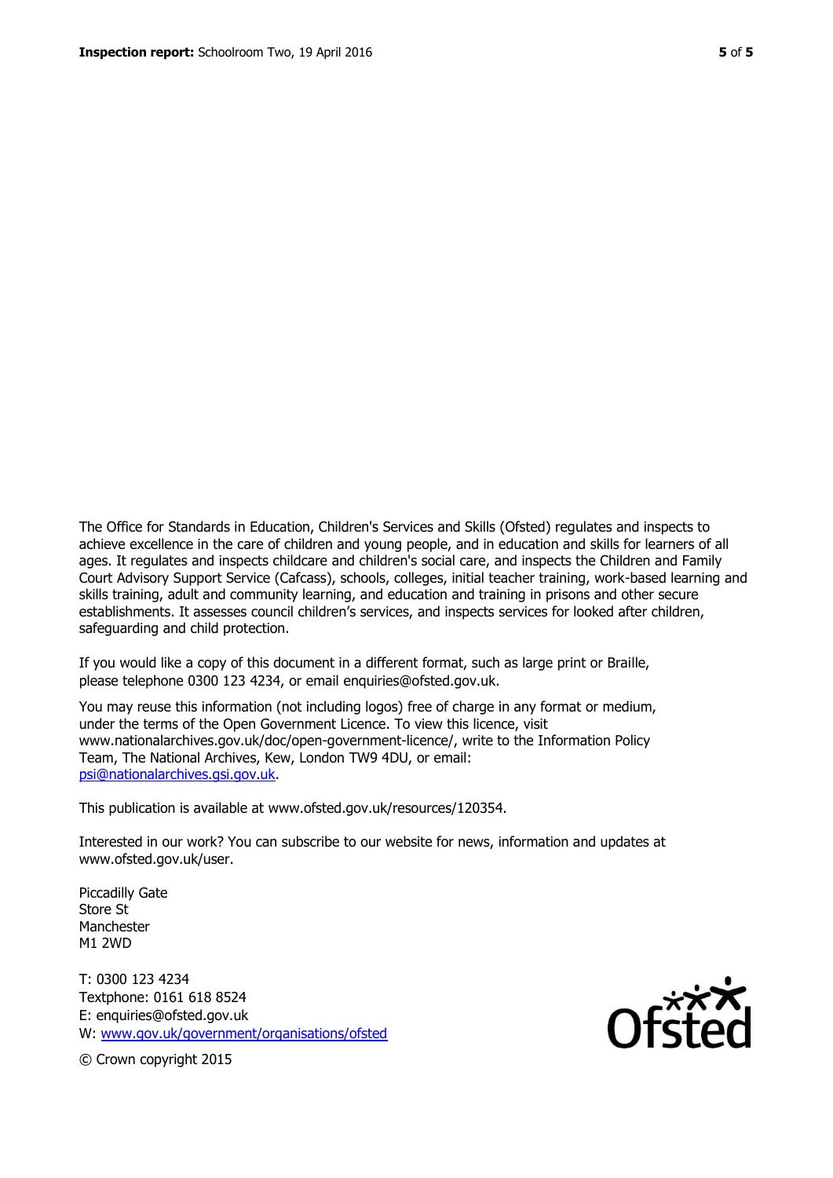The Office for Standards in Education, Children's Services and Skills (Ofsted) regulates and inspects to achieve excellence in the care of children and young people, and in education and skills for learners of all ages. It regulates and inspects childcare and children's social care, and inspects the Children and Family Court Advisory Support Service (Cafcass), schools, colleges, initial teacher training, work-based learning and skills training, adult and community learning, and education and training in prisons and other secure establishments. It assesses council children's services, and inspects services for looked after children, safeguarding and child protection.

If you would like a copy of this document in a different format, such as large print or Braille, please telephone 0300 123 4234, or email enquiries@ofsted.gov.uk.

You may reuse this information (not including logos) free of charge in any format or medium, under the terms of the Open Government Licence. To view this licence, visit www.nationalarchives.gov.uk/doc/open-government-licence/, write to the Information Policy Team, The National Archives, Kew, London TW9 4DU, or email: psi@nationalarchives.gsi.gov.uk.

This publication is available at www.ofsted.gov.uk/resources/120354.

Interested in our work? You can subscribe to our website for news, information and updates at www.ofsted.gov.uk/user.

Piccadilly Gate
Store St
Manchester
M1 2WD

T: 0300 123 4234
Textphone: 0161 618 8524
E: enquiries@ofsted.gov.uk
W: www.gov.uk/government/organisations/ofsted

© Crown copyright 2015